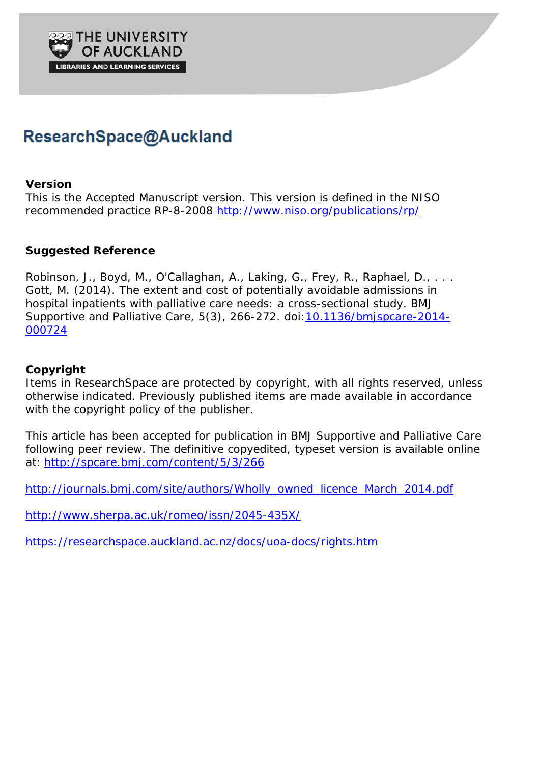THE UNIVERSITY OF AUCKLAND

LIBRARIES AND LEARNING SERVICES

# ResearchSpace@Auckland

## Version

This is the Accepted Manuscript version. This version is defined in the NISO recommended practice RP-8-2008 http://www.niso.org/publications/rp/

## Suggested Reference

Robinson, J., Boyd, M., O'Callaghan, A., Laking, G., Frey, R., Raphael, D., . . . Gott, M. (2014). The extent and cost of potentially avoidable admissions in hospital inpatients with palliative care needs: a cross-sectional study. BMJ Supportive and Palliative Care, 5(3), 266-272. doi:10.1136/bmjspcare-2014-000724

## Copyright

Items in ResearchSpace are protected by copyright, with all rights reserved, unless otherwise indicated. Previously published items are made available in accordance with the copyright policy of the publisher.

This article has been accepted for publication in BMJ Supportive and Palliative Care following peer review. The definitive copyedited, typeset version is available online at: http://spcare.bmj.com/content/5/3/266

http://journals.bmj.com/site/authors/Wholly_owned_licence_March_2014.pdf

http://www.sherpa.ac.uk/romeo/issn/2045-435X/

https://researchspace.auckland.ac.nz/docs/uoa-docs/rights.htm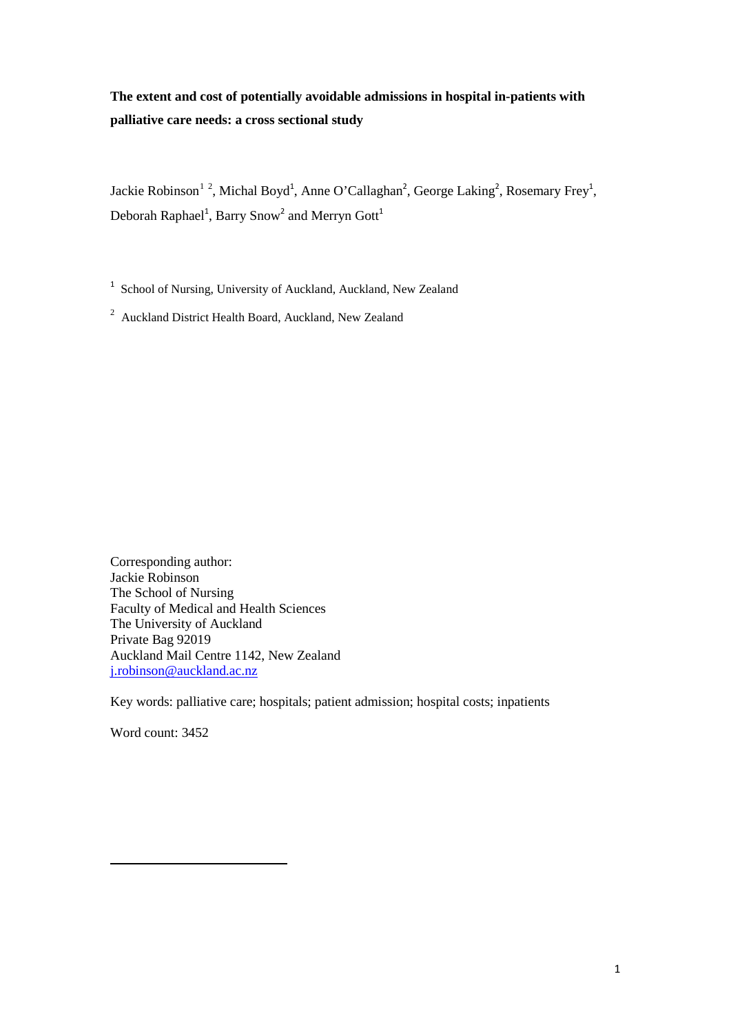**The extent and cost of potentially avoidable admissions in hospital in-patients with palliative care needs: a cross sectional study**

Jackie Robinson[1,2], Michal Boyd[1], Anne O'Callaghan[2], George Laking[2], Rosemary Frey[1], Deborah Raphael[1], Barry Snow[2] and Merryn Gott[1]

[1] School of Nursing, University of Auckland, Auckland, New Zealand

[2] Auckland District Health Board, Auckland, New Zealand

Corresponding author:
Jackie Robinson
The School of Nursing
Faculty of Medical and Health Sciences
The University of Auckland
Private Bag 92019
Auckland Mail Centre 1142, New Zealand
j.robinson@auckland.ac.nz

Key words: palliative care; hospitals; patient admission; hospital costs; inpatients

Word count: 3452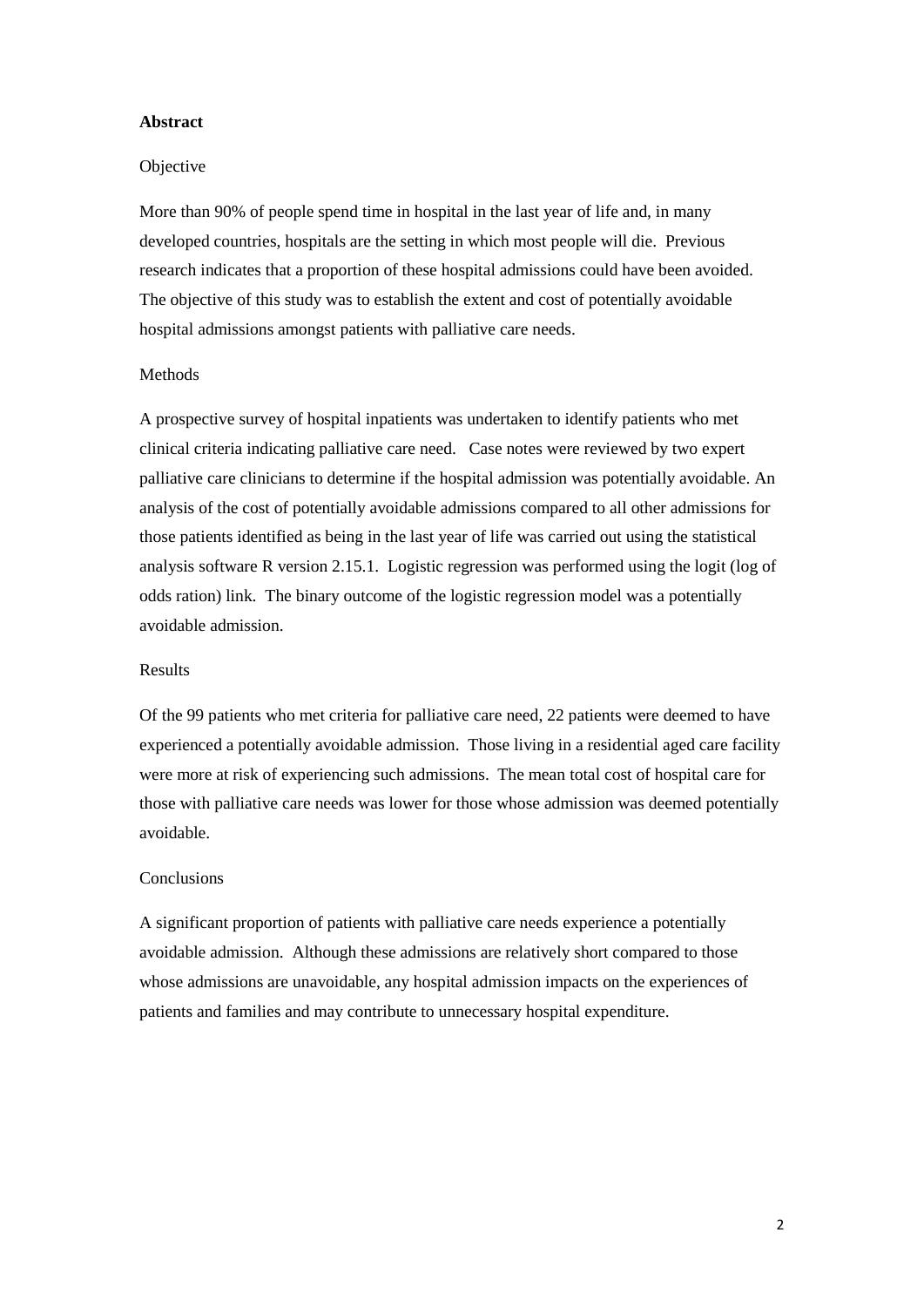**Abstract**

Objective

More than 90% of people spend time in hospital in the last year of life and, in many developed countries, hospitals are the setting in which most people will die. Previous research indicates that a proportion of these hospital admissions could have been avoided. The objective of this study was to establish the extent and cost of potentially avoidable hospital admissions amongst patients with palliative care needs.

Methods

A prospective survey of hospital inpatients was undertaken to identify patients who met clinical criteria indicating palliative care need. Case notes were reviewed by two expert palliative care clinicians to determine if the hospital admission was potentially avoidable. An analysis of the cost of potentially avoidable admissions compared to all other admissions for those patients identified as being in the last year of life was carried out using the statistical analysis software R version 2.15.1. Logistic regression was performed using the logit (log of odds ration) link. The binary outcome of the logistic regression model was a potentially avoidable admission.

Results

Of the 99 patients who met criteria for palliative care need, 22 patients were deemed to have experienced a potentially avoidable admission. Those living in a residential aged care facility were more at risk of experiencing such admissions. The mean total cost of hospital care for those with palliative care needs was lower for those whose admission was deemed potentially avoidable.

Conclusions

A significant proportion of patients with palliative care needs experience a potentially avoidable admission. Although these admissions are relatively short compared to those whose admissions are unavoidable, any hospital admission impacts on the experiences of patients and families and may contribute to unnecessary hospital expenditure.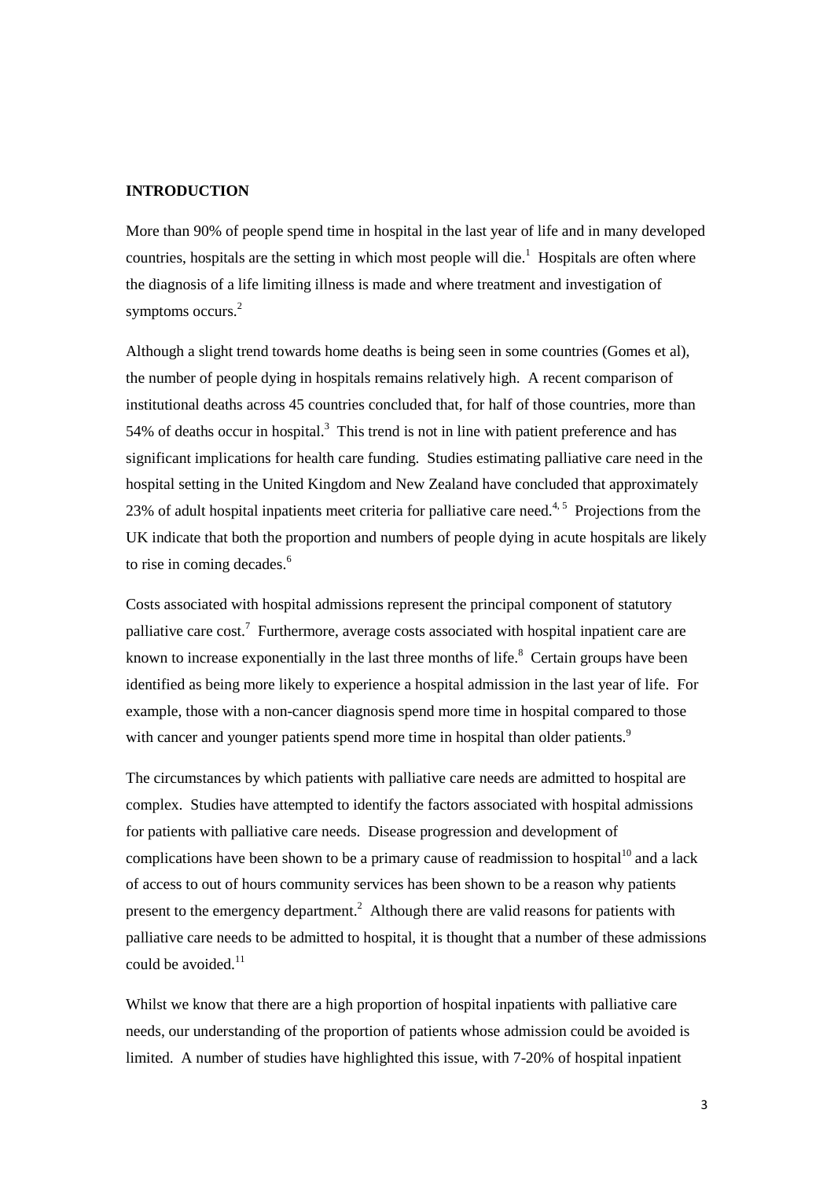## INTRODUCTION

More than 90% of people spend time in hospital in the last year of life and in many developed countries, hospitals are the setting in which most people will die.[1] Hospitals are often where the diagnosis of a life limiting illness is made and where treatment and investigation of symptoms occurs.[2]

Although a slight trend towards home deaths is being seen in some countries (Gomes et al), the number of people dying in hospitals remains relatively high. A recent comparison of institutional deaths across 45 countries concluded that, for half of those countries, more than 54% of deaths occur in hospital.[3] This trend is not in line with patient preference and has significant implications for health care funding. Studies estimating palliative care need in the hospital setting in the United Kingdom and New Zealand have concluded that approximately 23% of adult hospital inpatients meet criteria for palliative care need.[4, 5] Projections from the UK indicate that both the proportion and numbers of people dying in acute hospitals are likely to rise in coming decades.[6]

Costs associated with hospital admissions represent the principal component of statutory palliative care cost.[7] Furthermore, average costs associated with hospital inpatient care are known to increase exponentially in the last three months of life.[8] Certain groups have been identified as being more likely to experience a hospital admission in the last year of life. For example, those with a non-cancer diagnosis spend more time in hospital compared to those with cancer and younger patients spend more time in hospital than older patients.[9]

The circumstances by which patients with palliative care needs are admitted to hospital are complex. Studies have attempted to identify the factors associated with hospital admissions for patients with palliative care needs. Disease progression and development of complications have been shown to be a primary cause of readmission to hospital[10] and a lack of access to out of hours community services has been shown to be a reason why patients present to the emergency department.[2] Although there are valid reasons for patients with palliative care needs to be admitted to hospital, it is thought that a number of these admissions could be avoided.[11]

Whilst we know that there are a high proportion of hospital inpatients with palliative care needs, our understanding of the proportion of patients whose admission could be avoided is limited. A number of studies have highlighted this issue, with 7-20% of hospital inpatient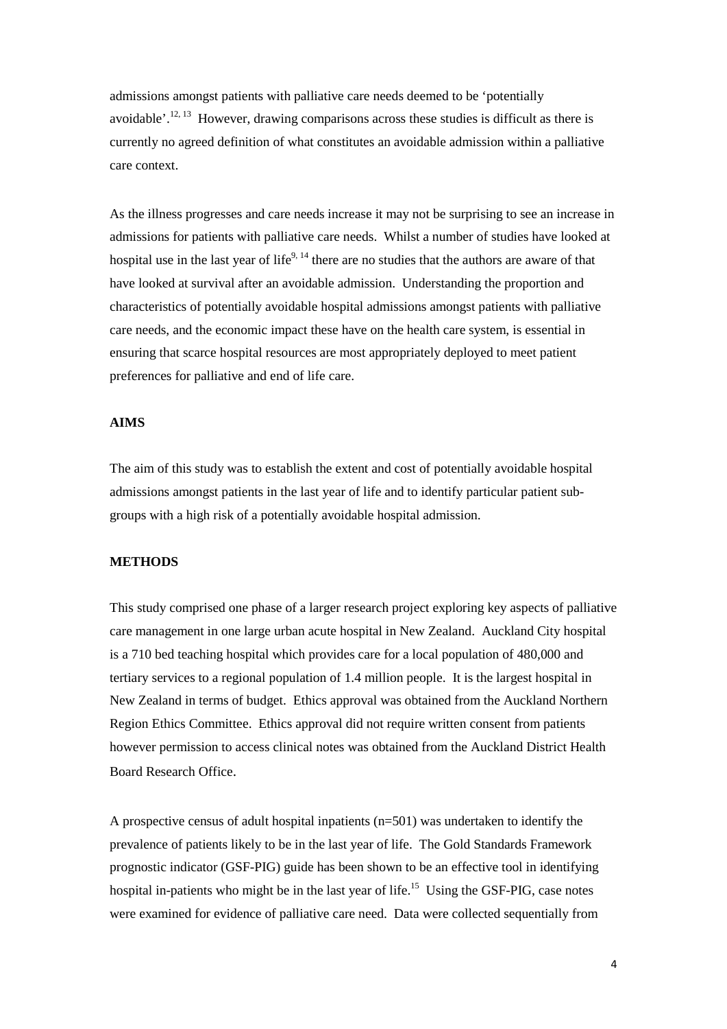admissions amongst patients with palliative care needs deemed to be 'potentially avoidable'.[12, 13] However, drawing comparisons across these studies is difficult as there is currently no agreed definition of what constitutes an avoidable admission within a palliative care context.

As the illness progresses and care needs increase it may not be surprising to see an increase in admissions for patients with palliative care needs. Whilst a number of studies have looked at hospital use in the last year of life[9, 14] there are no studies that the authors are aware of that have looked at survival after an avoidable admission. Understanding the proportion and characteristics of potentially avoidable hospital admissions amongst patients with palliative care needs, and the economic impact these have on the health care system, is essential in ensuring that scarce hospital resources are most appropriately deployed to meet patient preferences for palliative and end of life care.

## AIMS

The aim of this study was to establish the extent and cost of potentially avoidable hospital admissions amongst patients in the last year of life and to identify particular patient sub-groups with a high risk of a potentially avoidable hospital admission.

## METHODS

This study comprised one phase of a larger research project exploring key aspects of palliative care management in one large urban acute hospital in New Zealand. Auckland City hospital is a 710 bed teaching hospital which provides care for a local population of 480,000 and tertiary services to a regional population of 1.4 million people. It is the largest hospital in New Zealand in terms of budget. Ethics approval was obtained from the Auckland Northern Region Ethics Committee. Ethics approval did not require written consent from patients however permission to access clinical notes was obtained from the Auckland District Health Board Research Office.

A prospective census of adult hospital inpatients (n=501) was undertaken to identify the prevalence of patients likely to be in the last year of life. The Gold Standards Framework prognostic indicator (GSF-PIG) guide has been shown to be an effective tool in identifying hospital in-patients who might be in the last year of life.[15] Using the GSF-PIG, case notes were examined for evidence of palliative care need. Data were collected sequentially from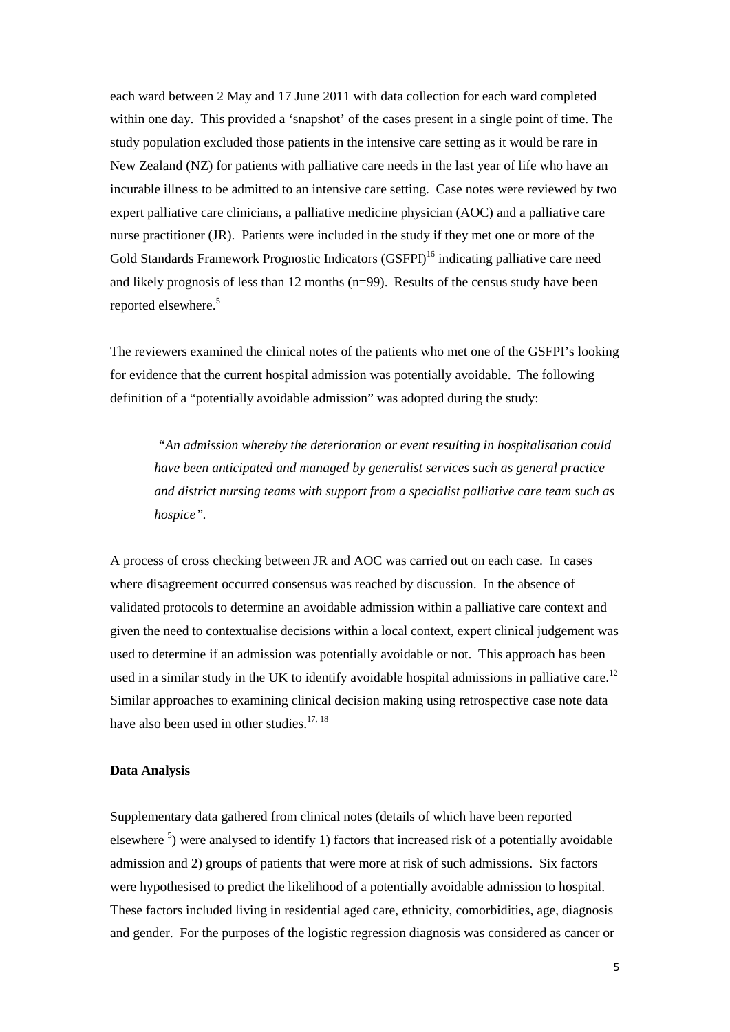each ward between 2 May and 17 June 2011 with data collection for each ward completed within one day. This provided a 'snapshot' of the cases present in a single point of time. The study population excluded those patients in the intensive care setting as it would be rare in New Zealand (NZ) for patients with palliative care needs in the last year of life who have an incurable illness to be admitted to an intensive care setting. Case notes were reviewed by two expert palliative care clinicians, a palliative medicine physician (AOC) and a palliative care nurse practitioner (JR). Patients were included in the study if they met one or more of the Gold Standards Framework Prognostic Indicators (GSFPI)[16] indicating palliative care need and likely prognosis of less than 12 months (n=99). Results of the census study have been reported elsewhere.[5]

The reviewers examined the clinical notes of the patients who met one of the GSFPI's looking for evidence that the current hospital admission was potentially avoidable. The following definition of a "potentially avoidable admission" was adopted during the study:

> *"An admission whereby the deterioration or event resulting in hospitalisation could have been anticipated and managed by generalist services such as general practice and district nursing teams with support from a specialist palliative care team such as hospice".*

A process of cross checking between JR and AOC was carried out on each case. In cases where disagreement occurred consensus was reached by discussion. In the absence of validated protocols to determine an avoidable admission within a palliative care context and given the need to contextualise decisions within a local context, expert clinical judgement was used to determine if an admission was potentially avoidable or not. This approach has been used in a similar study in the UK to identify avoidable hospital admissions in palliative care.[12] Similar approaches to examining clinical decision making using retrospective case note data have also been used in other studies.[17, 18]

**Data Analysis**

Supplementary data gathered from clinical notes (details of which have been reported elsewhere [5]) were analysed to identify 1) factors that increased risk of a potentially avoidable admission and 2) groups of patients that were more at risk of such admissions. Six factors were hypothesised to predict the likelihood of a potentially avoidable admission to hospital. These factors included living in residential aged care, ethnicity, comorbidities, age, diagnosis and gender. For the purposes of the logistic regression diagnosis was considered as cancer or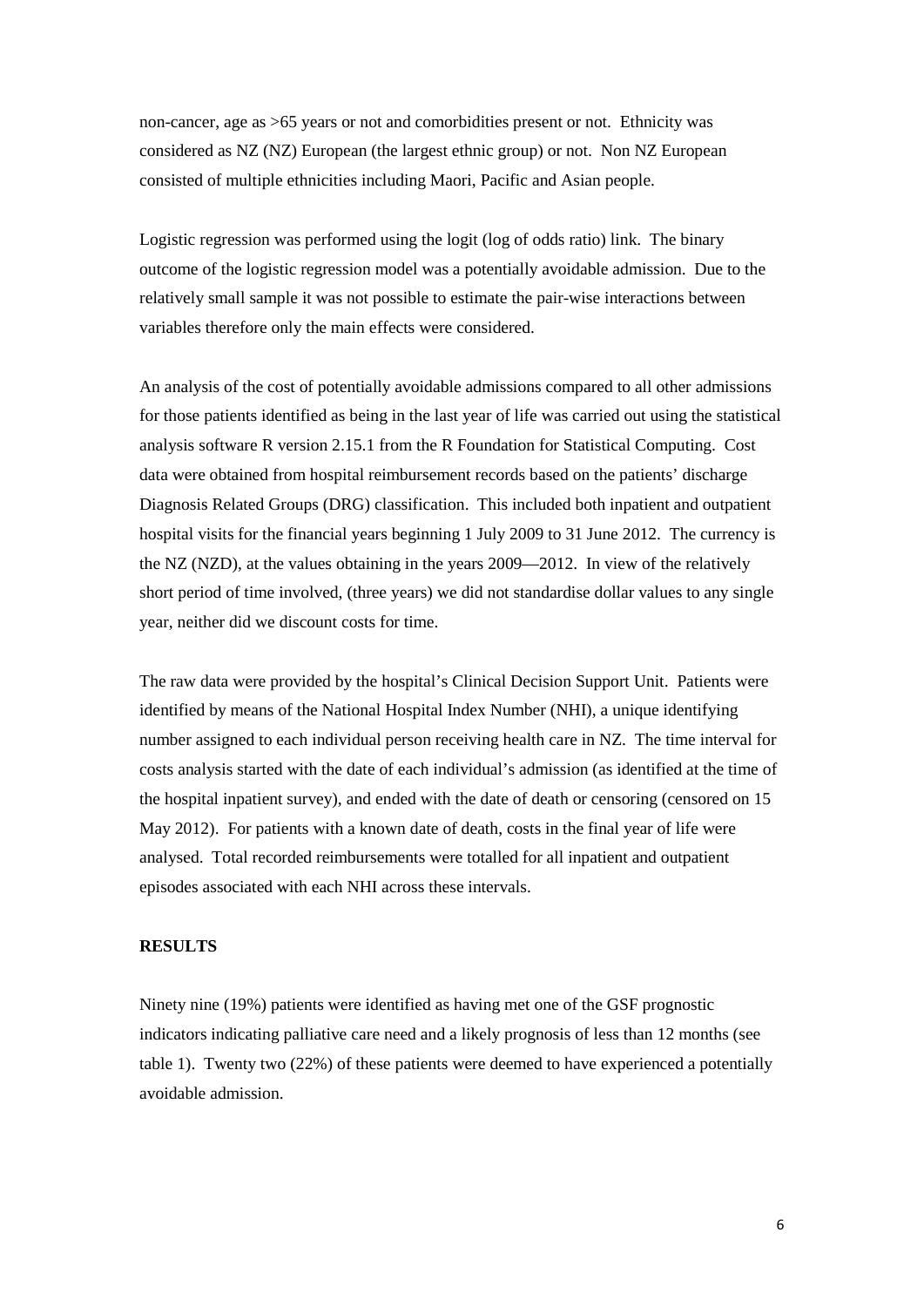non-cancer, age as >65 years or not and comorbidities present or not. Ethnicity was considered as NZ (NZ) European (the largest ethnic group) or not. Non NZ European consisted of multiple ethnicities including Maori, Pacific and Asian people.

Logistic regression was performed using the logit (log of odds ratio) link. The binary outcome of the logistic regression model was a potentially avoidable admission. Due to the relatively small sample it was not possible to estimate the pair-wise interactions between variables therefore only the main effects were considered.

An analysis of the cost of potentially avoidable admissions compared to all other admissions for those patients identified as being in the last year of life was carried out using the statistical analysis software R version 2.15.1 from the R Foundation for Statistical Computing. Cost data were obtained from hospital reimbursement records based on the patients' discharge Diagnosis Related Groups (DRG) classification. This included both inpatient and outpatient hospital visits for the financial years beginning 1 July 2009 to 31 June 2012. The currency is the NZ (NZD), at the values obtaining in the years 2009—2012. In view of the relatively short period of time involved, (three years) we did not standardise dollar values to any single year, neither did we discount costs for time.

The raw data were provided by the hospital's Clinical Decision Support Unit. Patients were identified by means of the National Hospital Index Number (NHI), a unique identifying number assigned to each individual person receiving health care in NZ. The time interval for costs analysis started with the date of each individual's admission (as identified at the time of the hospital inpatient survey), and ended with the date of death or censoring (censored on 15 May 2012). For patients with a known date of death, costs in the final year of life were analysed. Total recorded reimbursements were totalled for all inpatient and outpatient episodes associated with each NHI across these intervals.

**RESULTS**

Ninety nine (19%) patients were identified as having met one of the GSF prognostic indicators indicating palliative care need and a likely prognosis of less than 12 months (see table 1). Twenty two (22%) of these patients were deemed to have experienced a potentially avoidable admission.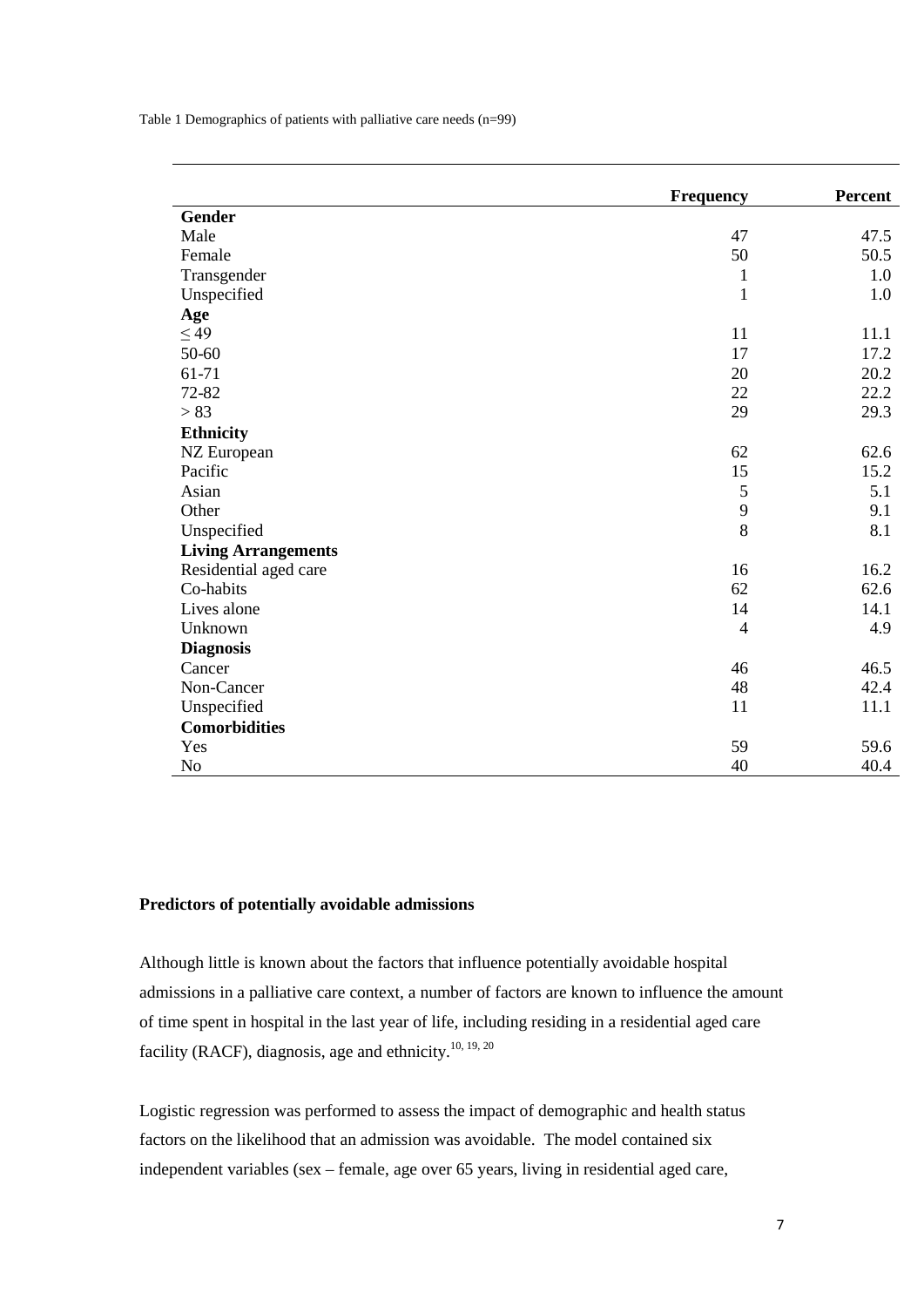Table 1 Demographics of patients with palliative care needs (n=99)

| | Frequency | Percent |
|---|---|---|
| **Gender** | | |
| Male | 47 | 47.5 |
| Female | 50 | 50.5 |
| Transgender | 1 | 1.0 |
| Unspecified | 1 | 1.0 |
| **Age** | | |
| ≤ 49 | 11 | 11.1 |
| 50-60 | 17 | 17.2 |
| 61-71 | 20 | 20.2 |
| 72-82 | 22 | 22.2 |
| > 83 | 29 | 29.3 |
| **Ethnicity** | | |
| NZ European | 62 | 62.6 |
| Pacific | 15 | 15.2 |
| Asian | 5 | 5.1 |
| Other | 9 | 9.1 |
| Unspecified | 8 | 8.1 |
| **Living Arrangements** | | |
| Residential aged care | 16 | 16.2 |
| Co-habits | 62 | 62.6 |
| Lives alone | 14 | 14.1 |
| Unknown | 4 | 4.9 |
| **Diagnosis** | | |
| Cancer | 46 | 46.5 |
| Non-Cancer | 48 | 42.4 |
| Unspecified | 11 | 11.1 |
| **Comorbidities** | | |
| Yes | 59 | 59.6 |
| No | 40 | 40.4 |

**Predictors of potentially avoidable admissions**

Although little is known about the factors that influence potentially avoidable hospital admissions in a palliative care context, a number of factors are known to influence the amount of time spent in hospital in the last year of life, including residing in a residential aged care facility (RACF), diagnosis, age and ethnicity.[10, 19, 20]

Logistic regression was performed to assess the impact of demographic and health status factors on the likelihood that an admission was avoidable. The model contained six independent variables (sex – female, age over 65 years, living in residential aged care,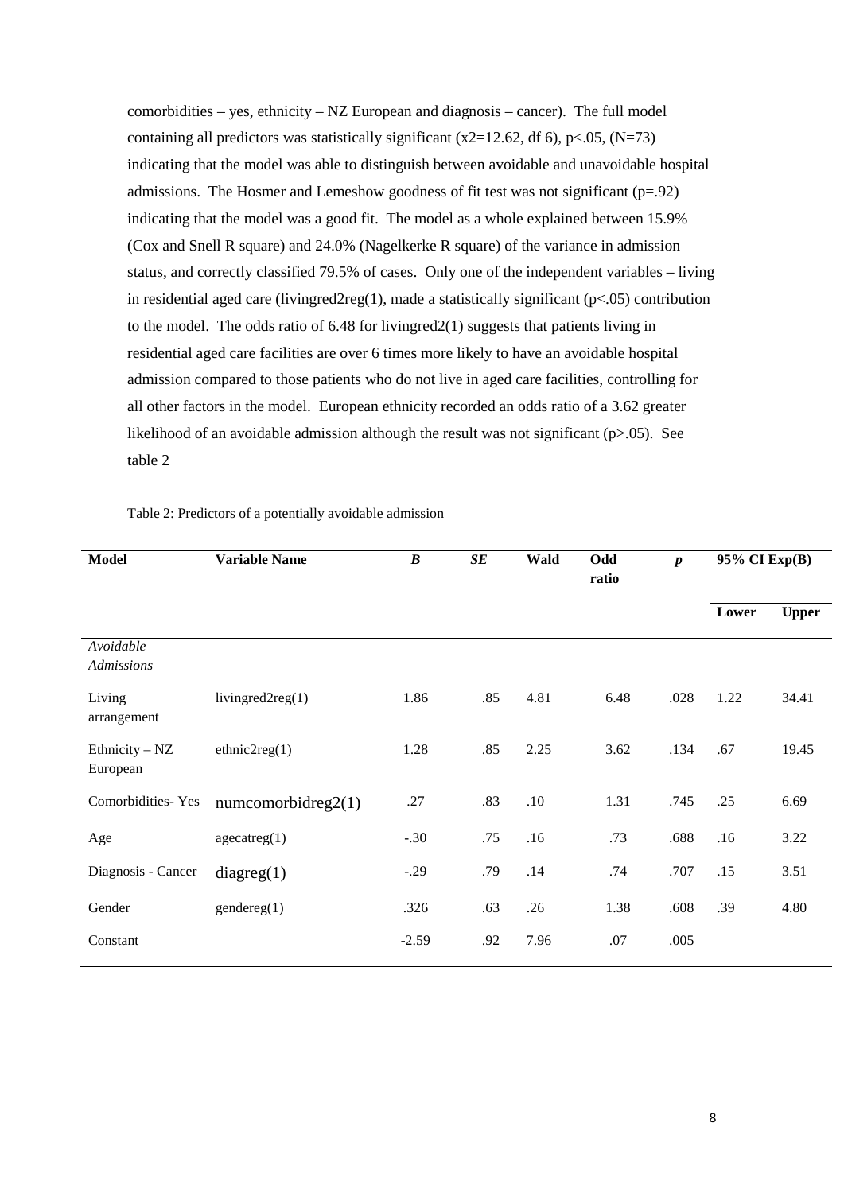comorbidities – yes, ethnicity – NZ European and diagnosis – cancer). The full model containing all predictors was statistically significant ($x2=12.62$, df 6), $p<.05$, (N=73) indicating that the model was able to distinguish between avoidable and unavoidable hospital admissions. The Hosmer and Lemeshow goodness of fit test was not significant ($p=.92$) indicating that the model was a good fit. The model as a whole explained between 15.9% (Cox and Snell R square) and 24.0% (Nagelkerke R square) of the variance in admission status, and correctly classified 79.5% of cases. Only one of the independent variables – living in residential aged care (livingred2reg(1), made a statistically significant ($p<.05$) contribution to the model. The odds ratio of 6.48 for livingred2(1) suggests that patients living in residential aged care facilities are over 6 times more likely to have an avoidable hospital admission compared to those patients who do not live in aged care facilities, controlling for all other factors in the model. European ethnicity recorded an odds ratio of a 3.62 greater likelihood of an avoidable admission although the result was not significant ($p>.05$). See table 2

Table 2: Predictors of a potentially avoidable admission

| **Model** | **Variable Name** | ***B*** | ***SE*** | **Wald** | **Odd ratio** | ***p*** | **95% CI Exp(B)** | |
|---|---|---|---|---|---|---|---|---|
| | | | | | | | **Lower** | **Upper** |
| *Avoidable Admissions* | | | | | | | | |
| Living arrangement | livingred2reg(1) | 1.86 | .85 | 4.81 | 6.48 | .028 | 1.22 | 34.41 |
| Ethnicity – NZ European | ethnic2reg(1) | 1.28 | .85 | 2.25 | 3.62 | .134 | .67 | 19.45 |
| Comorbidities- Yes | numcomorbidreg2(1) | .27 | .83 | .10 | 1.31 | .745 | .25 | 6.69 |
| Age | agecatreg(1) | -.30 | .75 | .16 | .73 | .688 | .16 | 3.22 |
| Diagnosis - Cancer | diagreg(1) | -.29 | .79 | .14 | .74 | .707 | .15 | 3.51 |
| Gender | gendereg(1) | .326 | .63 | .26 | 1.38 | .608 | .39 | 4.80 |
| Constant | | -2.59 | .92 | 7.96 | .07 | .005 | | |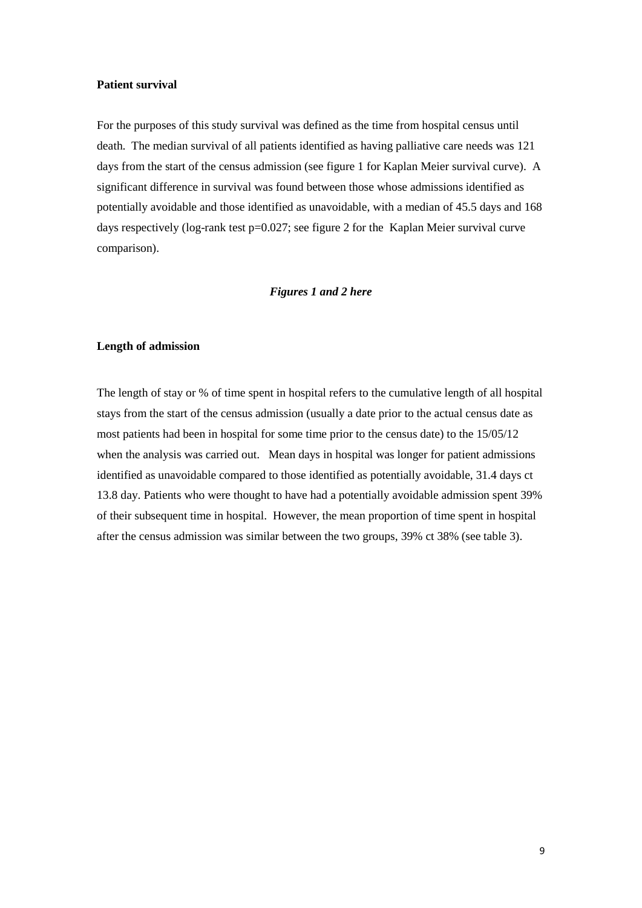**Patient survival**

For the purposes of this study survival was defined as the time from hospital census until death. The median survival of all patients identified as having palliative care needs was 121 days from the start of the census admission (see figure 1 for Kaplan Meier survival curve). A significant difference in survival was found between those whose admissions identified as potentially avoidable and those identified as unavoidable, with a median of 45.5 days and 168 days respectively (log-rank test p=0.027; see figure 2 for the Kaplan Meier survival curve comparison).

***Figures 1 and 2 here***

**Length of admission**

The length of stay or % of time spent in hospital refers to the cumulative length of all hospital stays from the start of the census admission (usually a date prior to the actual census date as most patients had been in hospital for some time prior to the census date) to the 15/05/12 when the analysis was carried out. Mean days in hospital was longer for patient admissions identified as unavoidable compared to those identified as potentially avoidable, 31.4 days ct 13.8 day. Patients who were thought to have had a potentially avoidable admission spent 39% of their subsequent time in hospital. However, the mean proportion of time spent in hospital after the census admission was similar between the two groups, 39% ct 38% (see table 3).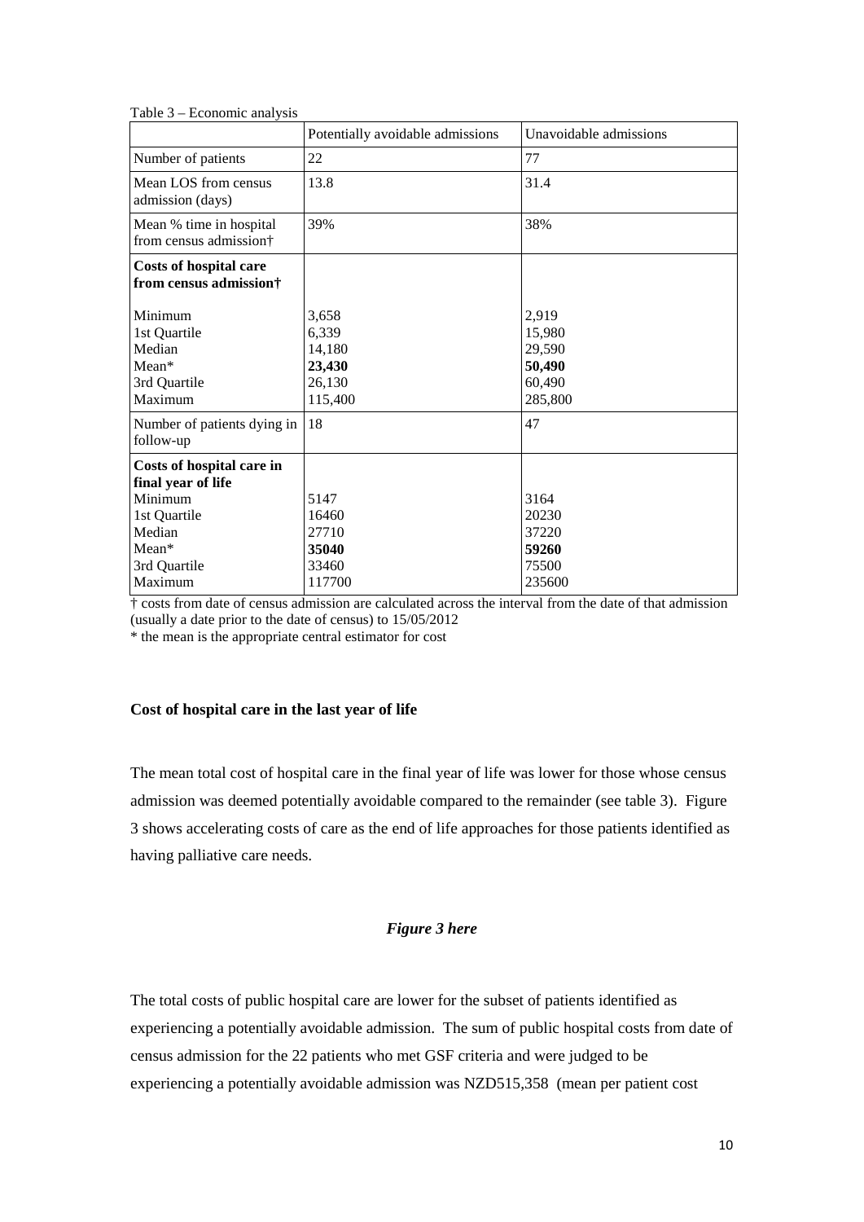Table 3 – Economic analysis

| | Potentially avoidable admissions | Unavoidable admissions |
|---|---|---|
| Number of patients | 22 | 77 |
| Mean LOS from census admission (days) | 13.8 | 31.4 |
| Mean % time in hospital from census admission† | 39% | 38% |
| **Costs of hospital care from census admission†** | | |
| Minimum | 3,658 | 2,919 |
| 1st Quartile | 6,339 | 15,980 |
| Median | 14,180 | 29,590 |
| Mean* | **23,430** | **50,490** |
| 3rd Quartile | 26,130 | 60,490 |
| Maximum | 115,400 | 285,800 |
| Number of patients dying in follow-up | 18 | 47 |
| **Costs of hospital care in final year of life** | | |
| Minimum | 5147 | 3164 |
| 1st Quartile | 16460 | 20230 |
| Median | 27710 | 37220 |
| Mean* | **35040** | **59260** |
| 3rd Quartile | 33460 | 75500 |
| Maximum | 117700 | 235600 |

† costs from date of census admission are calculated across the interval from the date of that admission (usually a date prior to the date of census) to 15/05/2012

* the mean is the appropriate central estimator for cost

**Cost of hospital care in the last year of life**

The mean total cost of hospital care in the final year of life was lower for those whose census admission was deemed potentially avoidable compared to the remainder (see table 3). Figure 3 shows accelerating costs of care as the end of life approaches for those patients identified as having palliative care needs.

***Figure 3 here***

The total costs of public hospital care are lower for the subset of patients identified as experiencing a potentially avoidable admission. The sum of public hospital costs from date of census admission for the 22 patients who met GSF criteria and were judged to be experiencing a potentially avoidable admission was NZD515,358 (mean per patient cost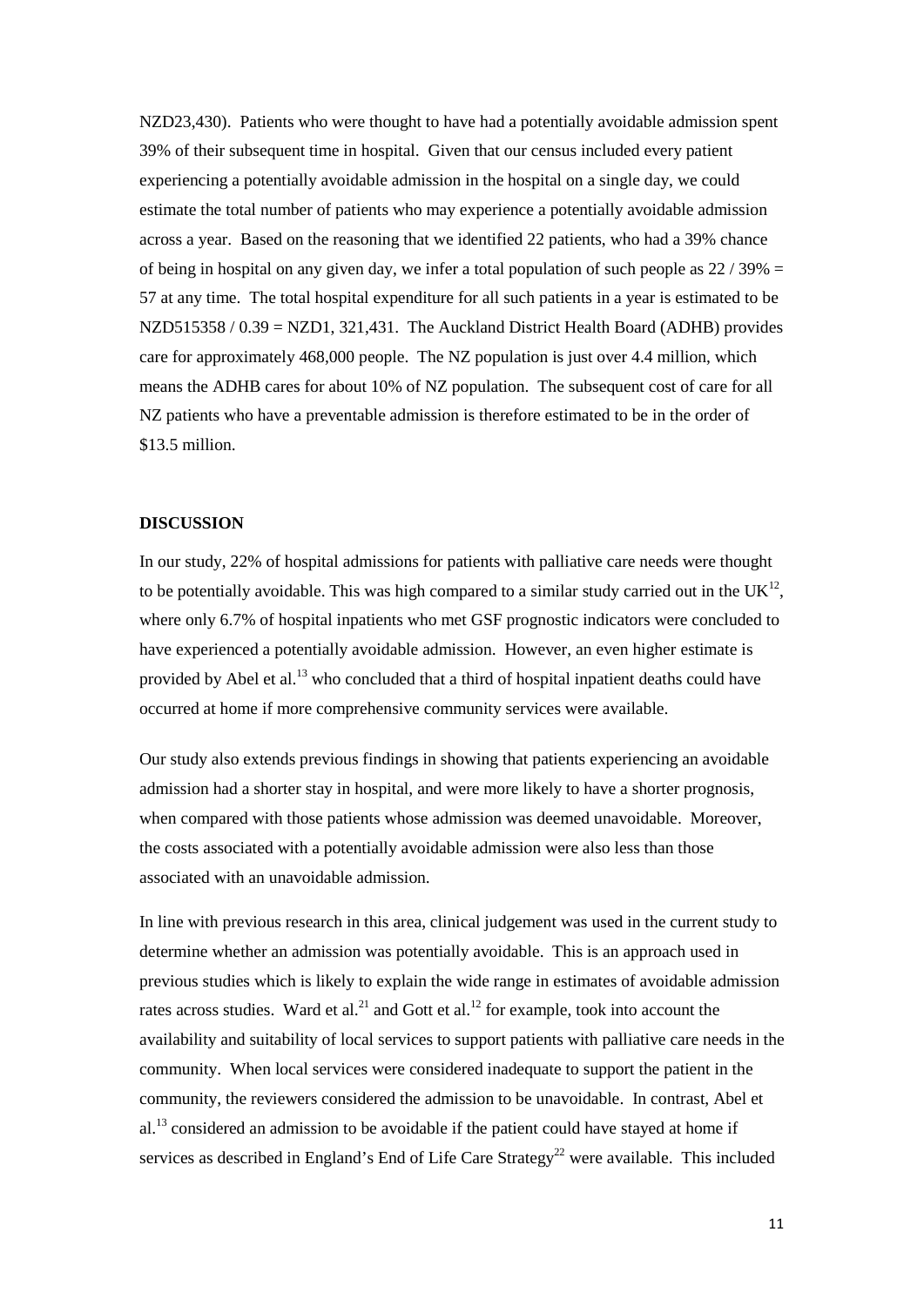NZD23,430). Patients who were thought to have had a potentially avoidable admission spent 39% of their subsequent time in hospital. Given that our census included every patient experiencing a potentially avoidable admission in the hospital on a single day, we could estimate the total number of patients who may experience a potentially avoidable admission across a year. Based on the reasoning that we identified 22 patients, who had a 39% chance of being in hospital on any given day, we infer a total population of such people as 22 / 39% = 57 at any time. The total hospital expenditure for all such patients in a year is estimated to be NZD515358 / 0.39 = NZD1, 321,431. The Auckland District Health Board (ADHB) provides care for approximately 468,000 people. The NZ population is just over 4.4 million, which means the ADHB cares for about 10% of NZ population. The subsequent cost of care for all NZ patients who have a preventable admission is therefore estimated to be in the order of $13.5 million.

## DISCUSSION

In our study, 22% of hospital admissions for patients with palliative care needs were thought to be potentially avoidable. This was high compared to a similar study carried out in the UK[12], where only 6.7% of hospital inpatients who met GSF prognostic indicators were concluded to have experienced a potentially avoidable admission. However, an even higher estimate is provided by Abel et al.[13] who concluded that a third of hospital inpatient deaths could have occurred at home if more comprehensive community services were available.

Our study also extends previous findings in showing that patients experiencing an avoidable admission had a shorter stay in hospital, and were more likely to have a shorter prognosis, when compared with those patients whose admission was deemed unavoidable. Moreover, the costs associated with a potentially avoidable admission were also less than those associated with an unavoidable admission.

In line with previous research in this area, clinical judgement was used in the current study to determine whether an admission was potentially avoidable. This is an approach used in previous studies which is likely to explain the wide range in estimates of avoidable admission rates across studies. Ward et al.[21] and Gott et al.[12] for example, took into account the availability and suitability of local services to support patients with palliative care needs in the community. When local services were considered inadequate to support the patient in the community, the reviewers considered the admission to be unavoidable. In contrast, Abel et al.[13] considered an admission to be avoidable if the patient could have stayed at home if services as described in England's End of Life Care Strategy[22] were available. This included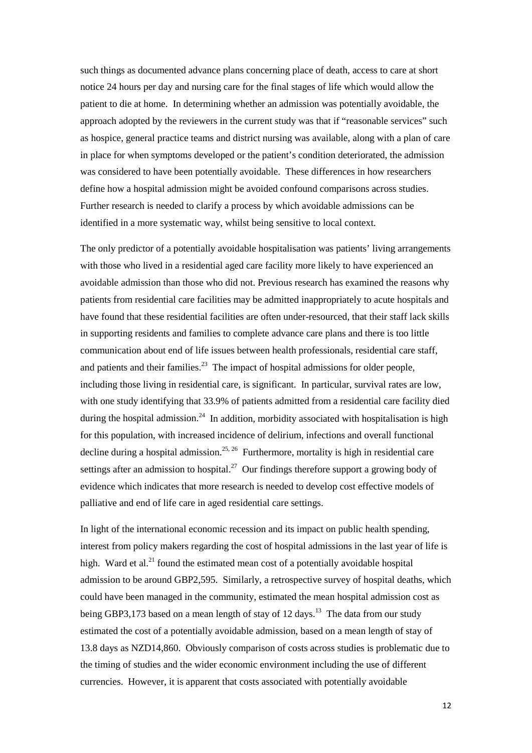such things as documented advance plans concerning place of death, access to care at short notice 24 hours per day and nursing care for the final stages of life which would allow the patient to die at home. In determining whether an admission was potentially avoidable, the approach adopted by the reviewers in the current study was that if "reasonable services" such as hospice, general practice teams and district nursing was available, along with a plan of care in place for when symptoms developed or the patient's condition deteriorated, the admission was considered to have been potentially avoidable. These differences in how researchers define how a hospital admission might be avoided confound comparisons across studies. Further research is needed to clarify a process by which avoidable admissions can be identified in a more systematic way, whilst being sensitive to local context.

The only predictor of a potentially avoidable hospitalisation was patients' living arrangements with those who lived in a residential aged care facility more likely to have experienced an avoidable admission than those who did not. Previous research has examined the reasons why patients from residential care facilities may be admitted inappropriately to acute hospitals and have found that these residential facilities are often under-resourced, that their staff lack skills in supporting residents and families to complete advance care plans and there is too little communication about end of life issues between health professionals, residential care staff, and patients and their families.[23] The impact of hospital admissions for older people, including those living in residential care, is significant. In particular, survival rates are low, with one study identifying that 33.9% of patients admitted from a residential care facility died during the hospital admission.[24] In addition, morbidity associated with hospitalisation is high for this population, with increased incidence of delirium, infections and overall functional decline during a hospital admission.[25, 26] Furthermore, mortality is high in residential care settings after an admission to hospital.[27] Our findings therefore support a growing body of evidence which indicates that more research is needed to develop cost effective models of palliative and end of life care in aged residential care settings.

In light of the international economic recession and its impact on public health spending, interest from policy makers regarding the cost of hospital admissions in the last year of life is high. Ward et al.[21] found the estimated mean cost of a potentially avoidable hospital admission to be around GBP2,595. Similarly, a retrospective survey of hospital deaths, which could have been managed in the community, estimated the mean hospital admission cost as being GBP3,173 based on a mean length of stay of 12 days.[13] The data from our study estimated the cost of a potentially avoidable admission, based on a mean length of stay of 13.8 days as NZD14,860. Obviously comparison of costs across studies is problematic due to the timing of studies and the wider economic environment including the use of different currencies. However, it is apparent that costs associated with potentially avoidable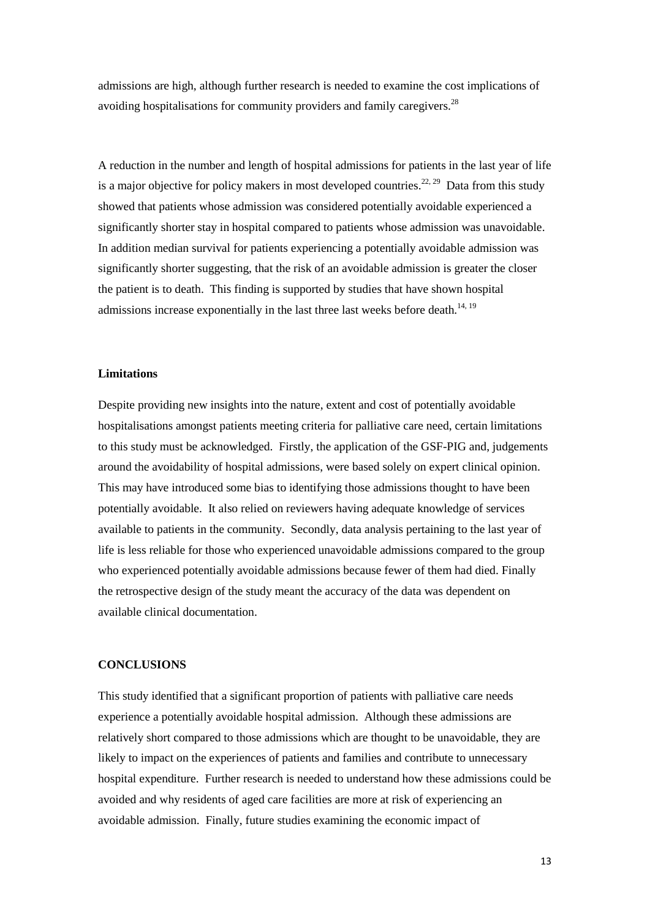admissions are high, although further research is needed to examine the cost implications of avoiding hospitalisations for community providers and family caregivers.[28]

A reduction in the number and length of hospital admissions for patients in the last year of life is a major objective for policy makers in most developed countries.[22, 29] Data from this study showed that patients whose admission was considered potentially avoidable experienced a significantly shorter stay in hospital compared to patients whose admission was unavoidable. In addition median survival for patients experiencing a potentially avoidable admission was significantly shorter suggesting, that the risk of an avoidable admission is greater the closer the patient is to death. This finding is supported by studies that have shown hospital admissions increase exponentially in the last three last weeks before death.[14, 19]

### Limitations

Despite providing new insights into the nature, extent and cost of potentially avoidable hospitalisations amongst patients meeting criteria for palliative care need, certain limitations to this study must be acknowledged. Firstly, the application of the GSF-PIG and, judgements around the avoidability of hospital admissions, were based solely on expert clinical opinion. This may have introduced some bias to identifying those admissions thought to have been potentially avoidable. It also relied on reviewers having adequate knowledge of services available to patients in the community. Secondly, data analysis pertaining to the last year of life is less reliable for those who experienced unavoidable admissions compared to the group who experienced potentially avoidable admissions because fewer of them had died. Finally the retrospective design of the study meant the accuracy of the data was dependent on available clinical documentation.

## CONCLUSIONS

This study identified that a significant proportion of patients with palliative care needs experience a potentially avoidable hospital admission. Although these admissions are relatively short compared to those admissions which are thought to be unavoidable, they are likely to impact on the experiences of patients and families and contribute to unnecessary hospital expenditure. Further research is needed to understand how these admissions could be avoided and why residents of aged care facilities are more at risk of experiencing an avoidable admission. Finally, future studies examining the economic impact of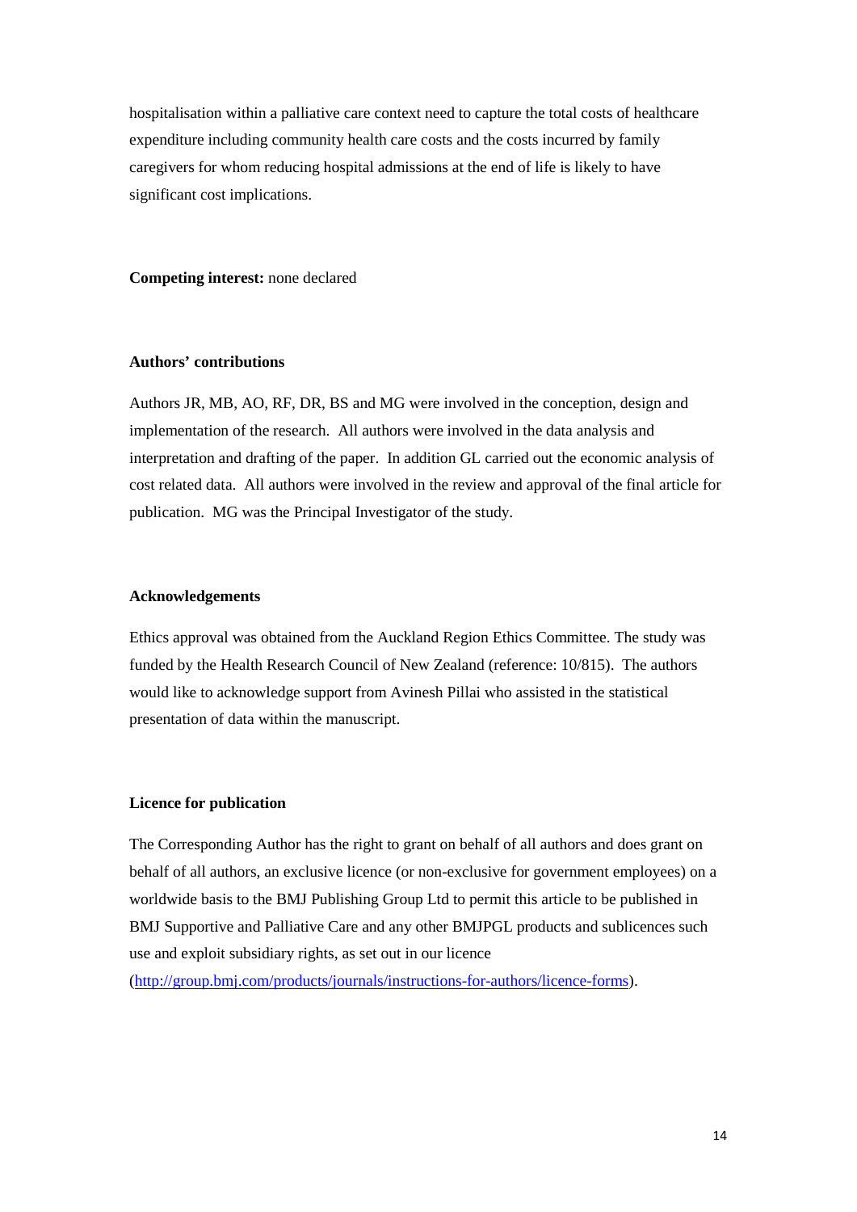hospitalisation within a palliative care context need to capture the total costs of healthcare expenditure including community health care costs and the costs incurred by family caregivers for whom reducing hospital admissions at the end of life is likely to have significant cost implications.

**Competing interest:** none declared

**Authors' contributions**

Authors JR, MB, AO, RF, DR, BS and MG were involved in the conception, design and implementation of the research. All authors were involved in the data analysis and interpretation and drafting of the paper. In addition GL carried out the economic analysis of cost related data. All authors were involved in the review and approval of the final article for publication. MG was the Principal Investigator of the study.

**Acknowledgements**

Ethics approval was obtained from the Auckland Region Ethics Committee. The study was funded by the Health Research Council of New Zealand (reference: 10/815). The authors would like to acknowledge support from Avinesh Pillai who assisted in the statistical presentation of data within the manuscript.

**Licence for publication**

The Corresponding Author has the right to grant on behalf of all authors and does grant on behalf of all authors, an exclusive licence (or non-exclusive for government employees) on a worldwide basis to the BMJ Publishing Group Ltd to permit this article to be published in BMJ Supportive and Palliative Care and any other BMJPGL products and sublicences such use and exploit subsidiary rights, as set out in our licence (http://group.bmj.com/products/journals/instructions-for-authors/licence-forms).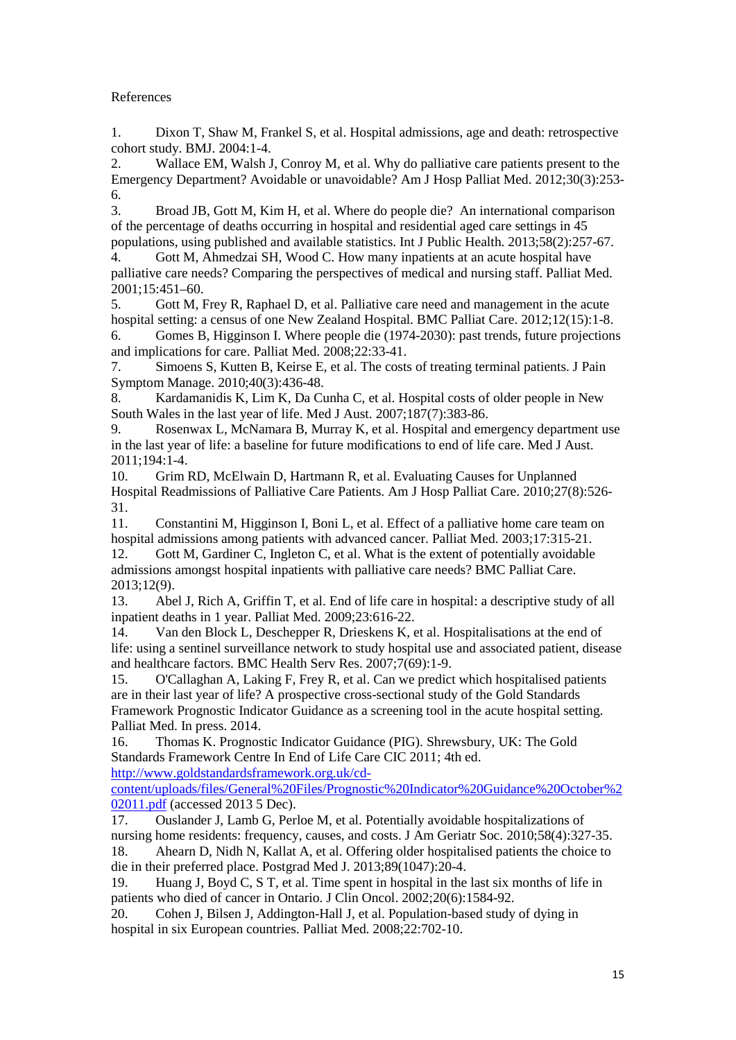References

1. Dixon T, Shaw M, Frankel S, et al. Hospital admissions, age and death: retrospective cohort study. BMJ. 2004:1-4.
2. Wallace EM, Walsh J, Conroy M, et al. Why do palliative care patients present to the Emergency Department? Avoidable or unavoidable? Am J Hosp Palliat Med. 2012;30(3):253-6.
3. Broad JB, Gott M, Kim H, et al. Where do people die? An international comparison of the percentage of deaths occurring in hospital and residential aged care settings in 45 populations, using published and available statistics. Int J Public Health. 2013;58(2):257-67.
4. Gott M, Ahmedzai SH, Wood C. How many inpatients at an acute hospital have palliative care needs? Comparing the perspectives of medical and nursing staff. Palliat Med. 2001;15:451–60.
5. Gott M, Frey R, Raphael D, et al. Palliative care need and management in the acute hospital setting: a census of one New Zealand Hospital. BMC Palliat Care. 2012;12(15):1-8.
6. Gomes B, Higginson I. Where people die (1974-2030): past trends, future projections and implications for care. Palliat Med. 2008;22:33-41.
7. Simoens S, Kutten B, Keirse E, et al. The costs of treating terminal patients. J Pain Symptom Manage. 2010;40(3):436-48.
8. Kardamanidis K, Lim K, Da Cunha C, et al. Hospital costs of older people in New South Wales in the last year of life. Med J Aust. 2007;187(7):383-86.
9. Rosenwax L, McNamara B, Murray K, et al. Hospital and emergency department use in the last year of life: a baseline for future modifications to end of life care. Med J Aust. 2011;194:1-4.
10. Grim RD, McElwain D, Hartmann R, et al. Evaluating Causes for Unplanned Hospital Readmissions of Palliative Care Patients. Am J Hosp Palliat Care. 2010;27(8):526-31.
11. Constantini M, Higginson I, Boni L, et al. Effect of a palliative home care team on hospital admissions among patients with advanced cancer. Palliat Med. 2003;17:315-21.
12. Gott M, Gardiner C, Ingleton C, et al. What is the extent of potentially avoidable admissions amongst hospital inpatients with palliative care needs? BMC Palliat Care. 2013;12(9).
13. Abel J, Rich A, Griffin T, et al. End of life care in hospital: a descriptive study of all inpatient deaths in 1 year. Palliat Med. 2009;23:616-22.
14. Van den Block L, Deschepper R, Drieskens K, et al. Hospitalisations at the end of life: using a sentinel surveillance network to study hospital use and associated patient, disease and healthcare factors. BMC Health Serv Res. 2007;7(69):1-9.
15. O'Callaghan A, Laking F, Frey R, et al. Can we predict which hospitalised patients are in their last year of life? A prospective cross-sectional study of the Gold Standards Framework Prognostic Indicator Guidance as a screening tool in the acute hospital setting. Palliat Med. In press. 2014.
16. Thomas K. Prognostic Indicator Guidance (PIG). Shrewsbury, UK: The Gold Standards Framework Centre In End of Life Care CIC 2011; 4th ed. http://www.goldstandardsframework.org.uk/cd-content/uploads/files/General%20Files/Prognostic%20Indicator%20Guidance%20October%202011.pdf (accessed 2013 5 Dec).
17. Ouslander J, Lamb G, Perloe M, et al. Potentially avoidable hospitalizations of nursing home residents: frequency, causes, and costs. J Am Geriatr Soc. 2010;58(4):327-35.
18. Ahearn D, Nidh N, Kallat A, et al. Offering older hospitalised patients the choice to die in their preferred place. Postgrad Med J. 2013;89(1047):20-4.
19. Huang J, Boyd C, S T, et al. Time spent in hospital in the last six months of life in patients who died of cancer in Ontario. J Clin Oncol. 2002;20(6):1584-92.
20. Cohen J, Bilsen J, Addington-Hall J, et al. Population-based study of dying in hospital in six European countries. Palliat Med. 2008;22:702-10.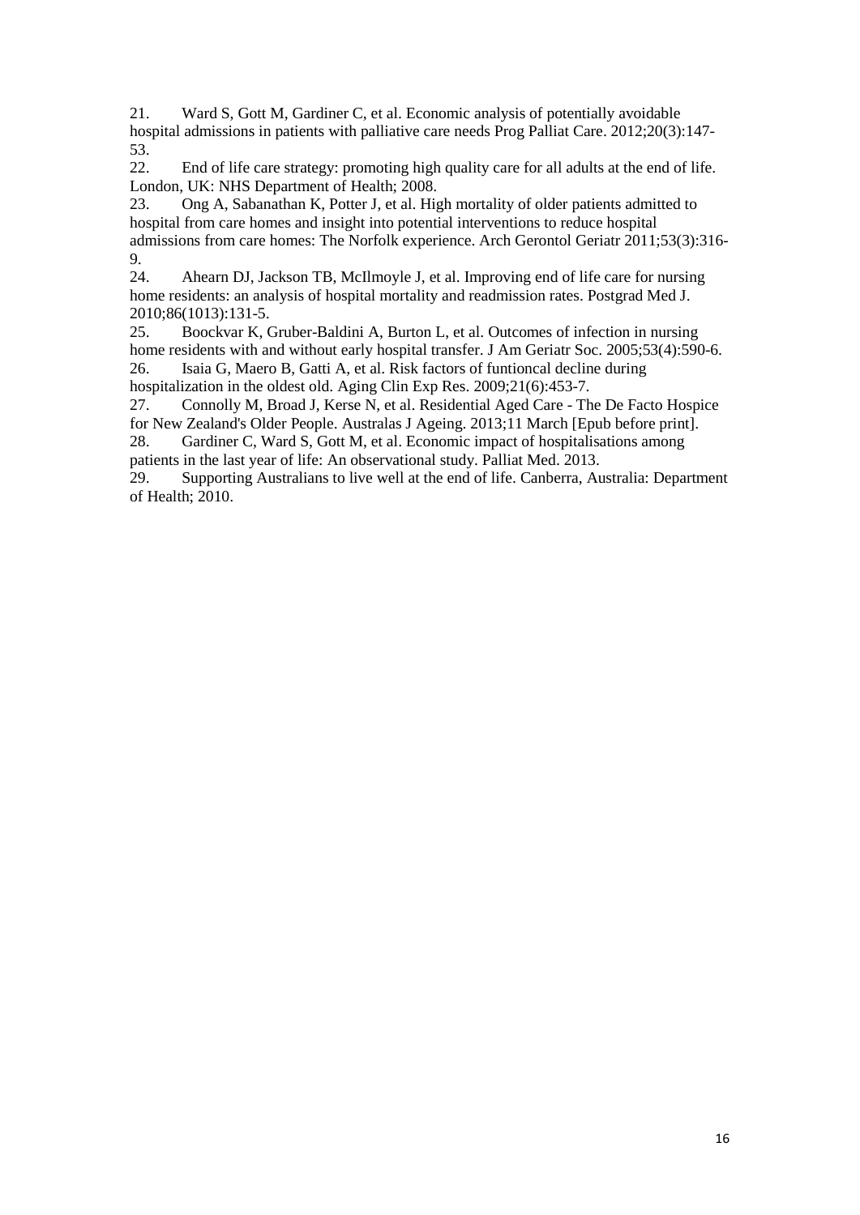21. Ward S, Gott M, Gardiner C, et al. Economic analysis of potentially avoidable hospital admissions in patients with palliative care needs Prog Palliat Care. 2012;20(3):147-53.
22. End of life care strategy: promoting high quality care for all adults at the end of life. London, UK: NHS Department of Health; 2008.
23. Ong A, Sabanathan K, Potter J, et al. High mortality of older patients admitted to hospital from care homes and insight into potential interventions to reduce hospital admissions from care homes: The Norfolk experience. Arch Gerontol Geriatr 2011;53(3):316-9.
24. Ahearn DJ, Jackson TB, McIlmoyle J, et al. Improving end of life care for nursing home residents: an analysis of hospital mortality and readmission rates. Postgrad Med J. 2010;86(1013):131-5.
25. Boockvar K, Gruber-Baldini A, Burton L, et al. Outcomes of infection in nursing home residents with and without early hospital transfer. J Am Geriatr Soc. 2005;53(4):590-6.
26. Isaia G, Maero B, Gatti A, et al. Risk factors of funtioncal decline during hospitalization in the oldest old. Aging Clin Exp Res. 2009;21(6):453-7.
27. Connolly M, Broad J, Kerse N, et al. Residential Aged Care - The De Facto Hospice for New Zealand's Older People. Australas J Ageing. 2013;11 March [Epub before print].
28. Gardiner C, Ward S, Gott M, et al. Economic impact of hospitalisations among patients in the last year of life: An observational study. Palliat Med. 2013.
29. Supporting Australians to live well at the end of life. Canberra, Australia: Department of Health; 2010.